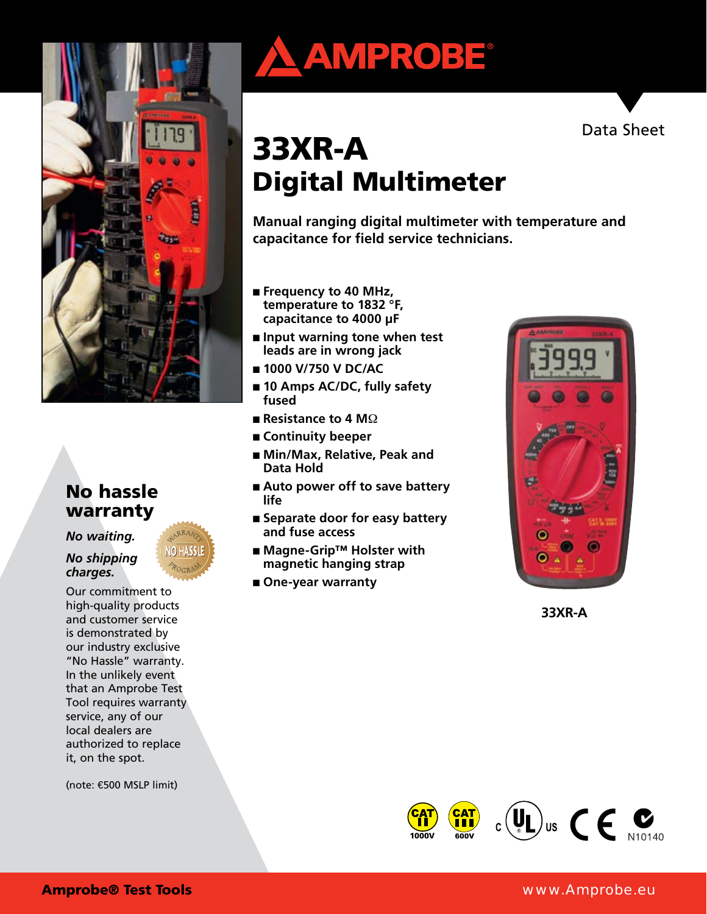AMPROBE®

Data Sheet

# 33XR-A Digital Multimeter

**Manual ranging digital multimeter with temperature and capacitance for field service technicians.**

- **Frequency to 40 MHz, temperature to 1832 °F, capacitance to 4000 µF**
- **Input warning tone when test leads are in wrong jack**
- **1000 V/750 V DC/AC**
- **10 Amps AC/DC, fully safety fused**
- **Resistance to 4 MΩ**
- **Continuity beeper**
- **Min/Max, Relative, Peak and Data Hold**
- **Auto power off to save battery life**
- **Separate door for easy battery and fuse access**
- **Magne-Grip™ Holster with magnetic hanging strap**
- **One-year warranty**

33XR-A

## No hassle warranty

***No waiting.***

***No shipping charges.***

Our commitment to high-quality products and customer service is demonstrated by our industry exclusive "No Hassle" warranty. In the unlikely event that an Amprobe Test Tool requires warranty service, any of our local dealers are authorized to replace it, on the spot.

(note: €500 MSLP limit)

CAT II 1000V CAT III 600V N10140

**Amprobe® Test Tools** www.Amprobe.eu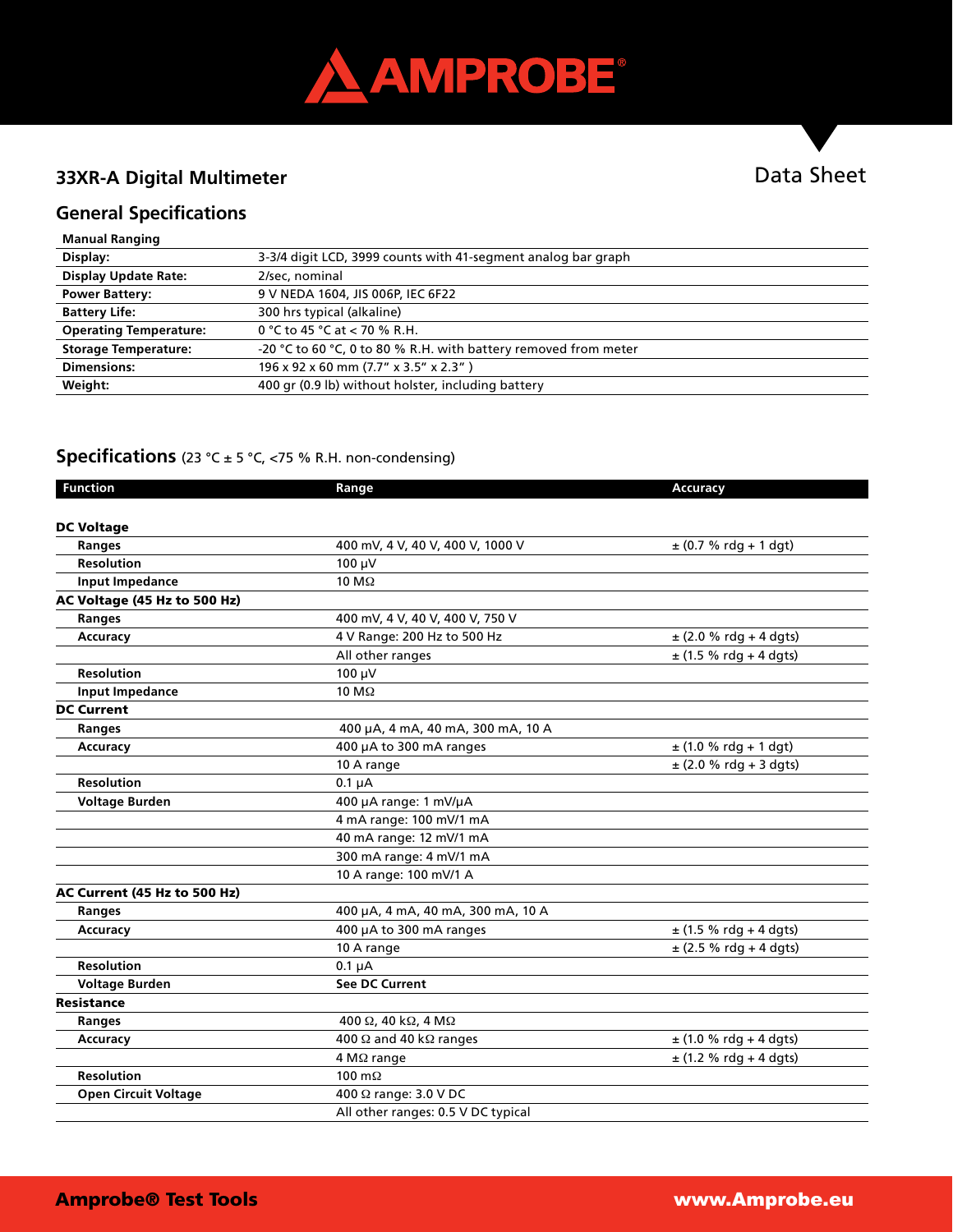## 33XR-A Digital Multimeter

Data Sheet

## General Specifications

| Manual Ranging | |
|---|---|
| **Display:** | 3-3/4 digit LCD, 3999 counts with 41-segment analog bar graph |
| **Display Update Rate:** | 2/sec, nominal |
| **Power Battery:** | 9 V NEDA 1604, JIS 006P, IEC 6F22 |
| **Battery Life:** | 300 hrs typical (alkaline) |
| **Operating Temperature:** | 0 °C to 45 °C at < 70 % R.H. |
| **Storage Temperature:** | -20 °C to 60 °C, 0 to 80 % R.H. with battery removed from meter |
| **Dimensions:** | 196 x 92 x 60 mm (7.7" x 3.5" x 2.3" ) |
| **Weight:** | 400 gr (0.9 lb) without holster, including battery |

## Specifications (23 °C ± 5 °C, <75 % R.H. non-condensing)

| Function | Range | Accuracy |
|---|---|---|
| **DC Voltage** | | |
| **Ranges** | 400 mV, 4 V, 40 V, 400 V, 1000 V | ± (0.7 % rdg + 1 dgt) |
| **Resolution** | 100 µV | |
| **Input Impedance** | 10 MΩ | |
| **AC Voltage (45 Hz to 500 Hz)** | | |
| **Ranges** | 400 mV, 4 V, 40 V, 400 V, 750 V | |
| **Accuracy** | 4 V Range: 200 Hz to 500 Hz | ± (2.0 % rdg + 4 dgts) |
| | All other ranges | ± (1.5 % rdg + 4 dgts) |
| **Resolution** | 100 µV | |
| **Input Impedance** | 10 MΩ | |
| **DC Current** | | |
| **Ranges** | 400 µA, 4 mA, 40 mA, 300 mA, 10 A | |
| **Accuracy** | 400 µA to 300 mA ranges | ± (1.0 % rdg + 1 dgt) |
| | 10 A range | ± (2.0 % rdg + 3 dgts) |
| **Resolution** | 0.1 µA | |
| **Voltage Burden** | 400 µA range: 1 mV/µA | |
| | 4 mA range: 100 mV/1 mA | |
| | 40 mA range: 12 mV/1 mA | |
| | 300 mA range: 4 mV/1 mA | |
| | 10 A range: 100 mV/1 A | |
| **AC Current (45 Hz to 500 Hz)** | | |
| **Ranges** | 400 µA, 4 mA, 40 mA, 300 mA, 10 A | |
| **Accuracy** | 400 µA to 300 mA ranges | ± (1.5 % rdg + 4 dgts) |
| | 10 A range | ± (2.5 % rdg + 4 dgts) |
| **Resolution** | 0.1 µA | |
| **Voltage Burden** | **See DC Current** | |
| **Resistance** | | |
| **Ranges** | 400 Ω, 40 kΩ, 4 MΩ | |
| **Accuracy** | 400 Ω and 40 kΩ ranges | ± (1.0 % rdg + 4 dgts) |
| | 4 MΩ range | ± (1.2 % rdg + 4 dgts) |
| **Resolution** | 100 mΩ | |
| **Open Circuit Voltage** | 400 Ω range: 3.0 V DC | |
| | All other ranges: 0.5 V DC typical | |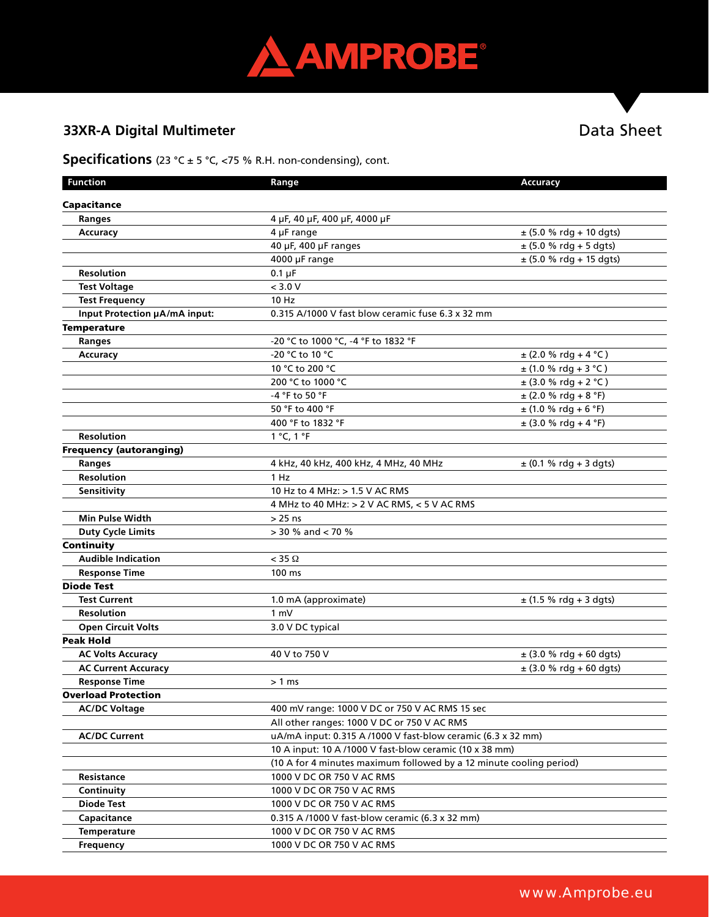## 33XR-A Digital Multimeter

Data Sheet

### Specifications (23 °C ± 5 °C, <75 % R.H. non-condensing), cont.

| Function | Range | Accuracy |
|---|---|---|
| **Capacitance** | | |
| **Ranges** | 4 µF, 40 µF, 400 µF, 4000 µF | |
| **Accuracy** | 4 µF range | ± (5.0 % rdg + 10 dgts) |
| | 40 µF, 400 µF ranges | ± (5.0 % rdg + 5 dgts) |
| | 4000 µF range | ± (5.0 % rdg + 15 dgts) |
| **Resolution** | 0.1 µF | |
| **Test Voltage** | < 3.0 V | |
| **Test Frequency** | 10 Hz | |
| **Input Protection µA/mA input:** | 0.315 A/1000 V fast blow ceramic fuse 6.3 x 32 mm | |
| **Temperature** | | |
| **Ranges** | -20 °C to 1000 °C, -4 °F to 1832 °F | |
| **Accuracy** | -20 °C to 10 °C | ± (2.0 % rdg + 4 °C ) |
| | 10 °C to 200 °C | ± (1.0 % rdg + 3 °C ) |
| | 200 °C to 1000 °C | ± (3.0 % rdg + 2 °C ) |
| | -4 °F to 50 °F | ± (2.0 % rdg + 8 °F) |
| | 50 °F to 400 °F | ± (1.0 % rdg + 6 °F) |
| | 400 °F to 1832 °F | ± (3.0 % rdg + 4 °F) |
| **Resolution** | 1 °C, 1 °F | |
| **Frequency (autoranging)** | | |
| **Ranges** | 4 kHz, 40 kHz, 400 kHz, 4 MHz, 40 MHz | ± (0.1 % rdg + 3 dgts) |
| **Resolution** | 1 Hz | |
| **Sensitivity** | 10 Hz to 4 MHz: > 1.5 V AC RMS | |
| | 4 MHz to 40 MHz: > 2 V AC RMS, < 5 V AC RMS | |
| **Min Pulse Width** | > 25 ns | |
| **Duty Cycle Limits** | > 30 % and < 70 % | |
| **Continuity** | | |
| **Audible Indication** | < 35 Ω | |
| **Response Time** | 100 ms | |
| **Diode Test** | | |
| **Test Current** | 1.0 mA (approximate) | ± (1.5 % rdg + 3 dgts) |
| **Resolution** | 1 mV | |
| **Open Circuit Volts** | 3.0 V DC typical | |
| **Peak Hold** | | |
| **AC Volts Accuracy** | 40 V to 750 V | ± (3.0 % rdg + 60 dgts) |
| **AC Current Accuracy** | | ± (3.0 % rdg + 60 dgts) |
| **Response Time** | > 1 ms | |
| **Overload Protection** | | |
| **AC/DC Voltage** | 400 mV range: 1000 V DC or 750 V AC RMS 15 sec | |
| | All other ranges: 1000 V DC or 750 V AC RMS | |
| **AC/DC Current** | uA/mA input: 0.315 A /1000 V fast-blow ceramic (6.3 x 32 mm) | |
| | 10 A input: 10 A /1000 V fast-blow ceramic (10 x 38 mm) | |
| | (10 A for 4 minutes maximum followed by a 12 minute cooling period) | |
| **Resistance** | 1000 V DC OR 750 V AC RMS | |
| **Continuity** | 1000 V DC OR 750 V AC RMS | |
| **Diode Test** | 1000 V DC OR 750 V AC RMS | |
| **Capacitance** | 0.315 A /1000 V fast-blow ceramic (6.3 x 32 mm) | |
| **Temperature** | 1000 V DC OR 750 V AC RMS | |
| **Frequency** | 1000 V DC OR 750 V AC RMS | |

www.Amprobe.eu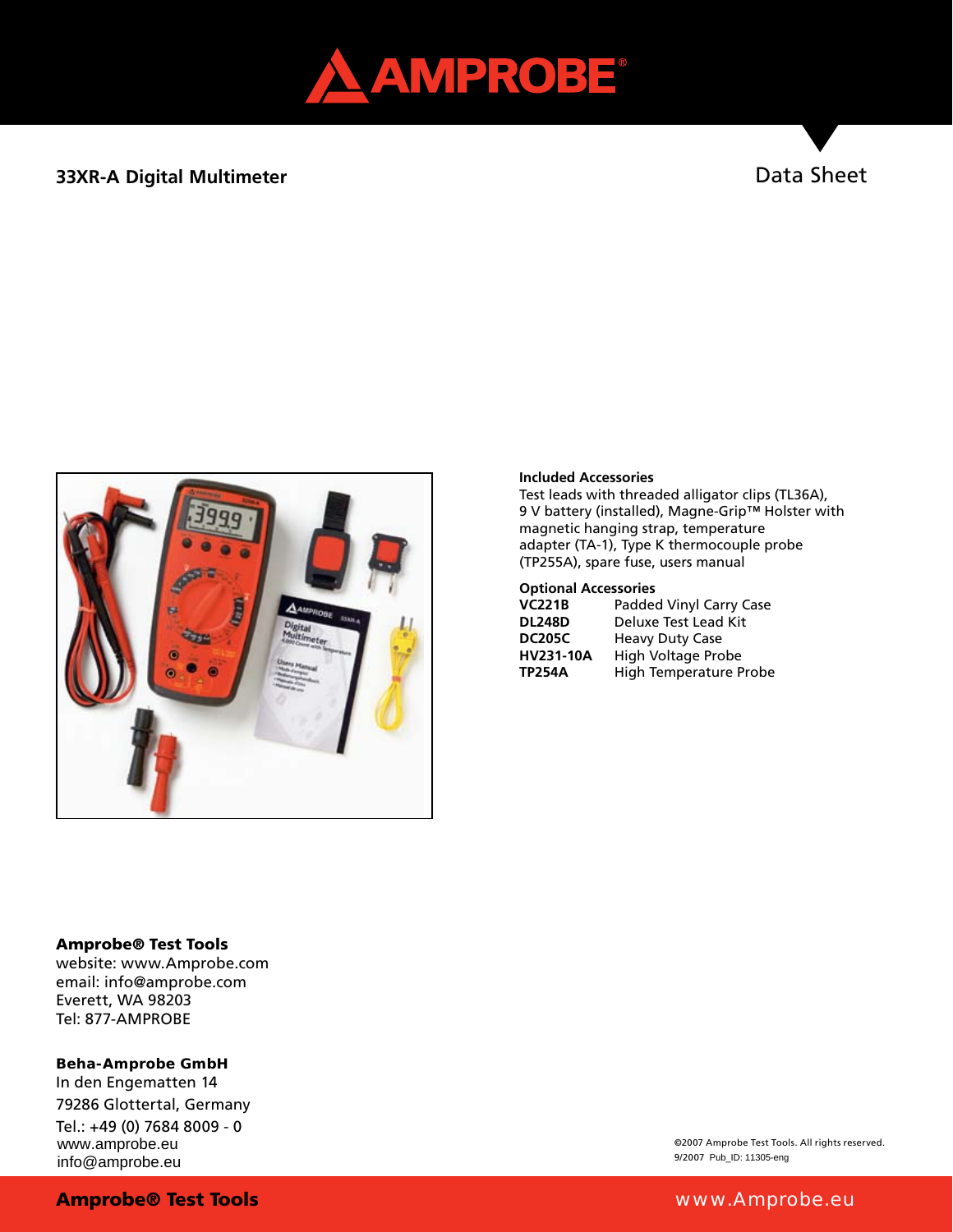## 33XR-A Digital Multimeter

Data Sheet

**Included Accessories**
Test leads with threaded alligator clips (TL36A), 9 V battery (installed), Magne-Grip™ Holster with magnetic hanging strap, temperature adapter (TA-1), Type K thermocouple probe (TP255A), spare fuse, users manual

**Optional Accessories**

| | |
|---|---|
| **VC221B** | Padded Vinyl Carry Case |
| **DL248D** | Deluxe Test Lead Kit |
| **DC205C** | Heavy Duty Case |
| **HV231-10A** | High Voltage Probe |
| **TP254A** | High Temperature Probe |

**Amprobe® Test Tools**
website: www.Amprobe.com
email: info@amprobe.com
Everett, WA 98203
Tel: 877-AMPROBE

**Beha-Amprobe GmbH**
In den Engematten 14
79286 Glottertal, Germany
Tel.: +49 (0) 7684 8009 - 0
www.amprobe.eu
info@amprobe.eu

©2007 Amprobe Test Tools. All rights reserved.
9/2007 Pub_ID: 11305-eng

**Amprobe® Test Tools**

www.Amprobe.eu